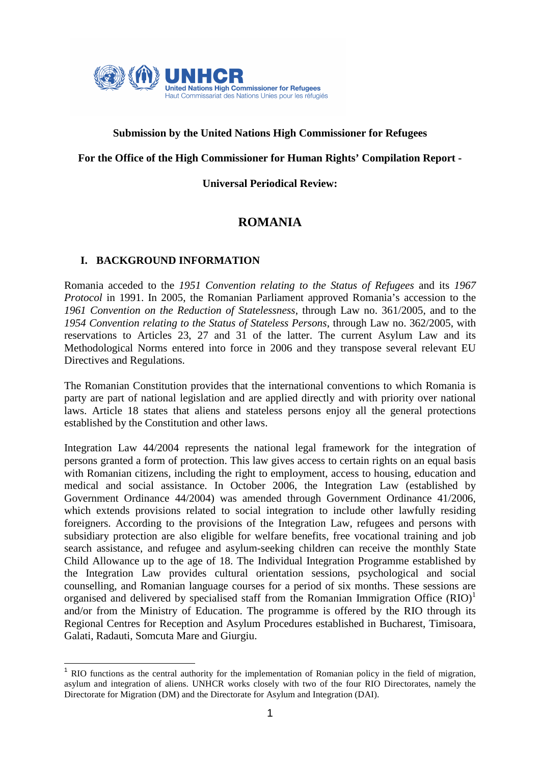**Submission by the United Nations High Commissioner for Refugees**

**For the Office of the High Commissioner for Human Rights' Compilation Report -**

**Universal Periodical Review:**

# ROMANIA

## I. BACKGROUND INFORMATION

Romania acceded to the *1951 Convention relating to the Status of Refugees* and its *1967 Protocol* in 1991. In 2005, the Romanian Parliament approved Romania's accession to the *1961 Convention on the Reduction of Statelessness*, through Law no. 361/2005, and to the *1954 Convention relating to the Status of Stateless Persons*, through Law no. 362/2005, with reservations to Articles 23, 27 and 31 of the latter. The current Asylum Law and its Methodological Norms entered into force in 2006 and they transpose several relevant EU Directives and Regulations.

The Romanian Constitution provides that the international conventions to which Romania is party are part of national legislation and are applied directly and with priority over national laws. Article 18 states that aliens and stateless persons enjoy all the general protections established by the Constitution and other laws.

Integration Law 44/2004 represents the national legal framework for the integration of persons granted a form of protection. This law gives access to certain rights on an equal basis with Romanian citizens, including the right to employment, access to housing, education and medical and social assistance. In October 2006, the Integration Law (established by Government Ordinance 44/2004) was amended through Government Ordinance 41/2006, which extends provisions related to social integration to include other lawfully residing foreigners. According to the provisions of the Integration Law, refugees and persons with subsidiary protection are also eligible for welfare benefits, free vocational training and job search assistance, and refugee and asylum-seeking children can receive the monthly State Child Allowance up to the age of 18. The Individual Integration Programme established by the Integration Law provides cultural orientation sessions, psychological and social counselling, and Romanian language courses for a period of six months. These sessions are organised and delivered by specialised staff from the Romanian Immigration Office (RIO)[1] and/or from the Ministry of Education. The programme is offered by the RIO through its Regional Centres for Reception and Asylum Procedures established in Bucharest, Timisoara, Galati, Radauti, Somcuta Mare and Giurgiu.

---

[1] RIO functions as the central authority for the implementation of Romanian policy in the field of migration, asylum and integration of aliens. UNHCR works closely with two of the four RIO Directorates, namely the Directorate for Migration (DM) and the Directorate for Asylum and Integration (DAI).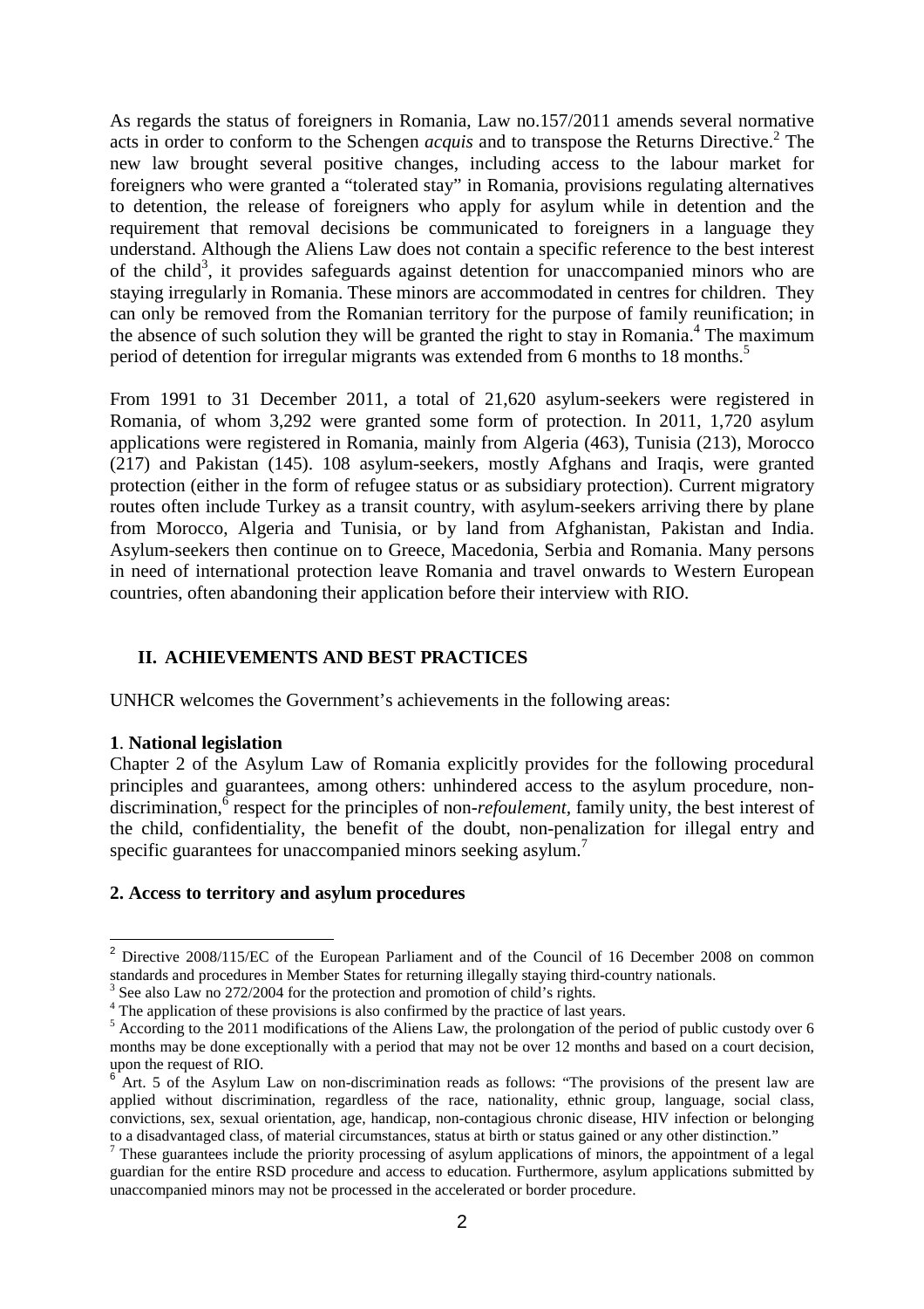As regards the status of foreigners in Romania, Law no.157/2011 amends several normative acts in order to conform to the Schengen *acquis* and to transpose the Returns Directive.[2] The new law brought several positive changes, including access to the labour market for foreigners who were granted a "tolerated stay" in Romania, provisions regulating alternatives to detention, the release of foreigners who apply for asylum while in detention and the requirement that removal decisions be communicated to foreigners in a language they understand. Although the Aliens Law does not contain a specific reference to the best interest of the child[3], it provides safeguards against detention for unaccompanied minors who are staying irregularly in Romania. These minors are accommodated in centres for children. They can only be removed from the Romanian territory for the purpose of family reunification; in the absence of such solution they will be granted the right to stay in Romania.[4] The maximum period of detention for irregular migrants was extended from 6 months to 18 months.[5]

From 1991 to 31 December 2011, a total of 21,620 asylum-seekers were registered in Romania, of whom 3,292 were granted some form of protection. In 2011, 1,720 asylum applications were registered in Romania, mainly from Algeria (463), Tunisia (213), Morocco (217) and Pakistan (145). 108 asylum-seekers, mostly Afghans and Iraqis, were granted protection (either in the form of refugee status or as subsidiary protection). Current migratory routes often include Turkey as a transit country, with asylum-seekers arriving there by plane from Morocco, Algeria and Tunisia, or by land from Afghanistan, Pakistan and India. Asylum-seekers then continue on to Greece, Macedonia, Serbia and Romania. Many persons in need of international protection leave Romania and travel onwards to Western European countries, often abandoning their application before their interview with RIO.

## II. ACHIEVEMENTS AND BEST PRACTICES

UNHCR welcomes the Government's achievements in the following areas:

### 1. National legislation

Chapter 2 of the Asylum Law of Romania explicitly provides for the following procedural principles and guarantees, among others: unhindered access to the asylum procedure, non-discrimination,[6] respect for the principles of non-*refoulement*, family unity, the best interest of the child, confidentiality, the benefit of the doubt, non-penalization for illegal entry and specific guarantees for unaccompanied minors seeking asylum.[7]

### 2. Access to territory and asylum procedures

---

[2] Directive 2008/115/EC of the European Parliament and of the Council of 16 December 2008 on common standards and procedures in Member States for returning illegally staying third-country nationals.

[3] See also Law no 272/2004 for the protection and promotion of child's rights.

[4] The application of these provisions is also confirmed by the practice of last years.

[5] According to the 2011 modifications of the Aliens Law, the prolongation of the period of public custody over 6 months may be done exceptionally with a period that may not be over 12 months and based on a court decision, upon the request of RIO.

[6] Art. 5 of the Asylum Law on non-discrimination reads as follows: "The provisions of the present law are applied without discrimination, regardless of the race, nationality, ethnic group, language, social class, convictions, sex, sexual orientation, age, handicap, non-contagious chronic disease, HIV infection or belonging to a disadvantaged class, of material circumstances, status at birth or status gained or any other distinction."

[7] These guarantees include the priority processing of asylum applications of minors, the appointment of a legal guardian for the entire RSD procedure and access to education. Furthermore, asylum applications submitted by unaccompanied minors may not be processed in the accelerated or border procedure.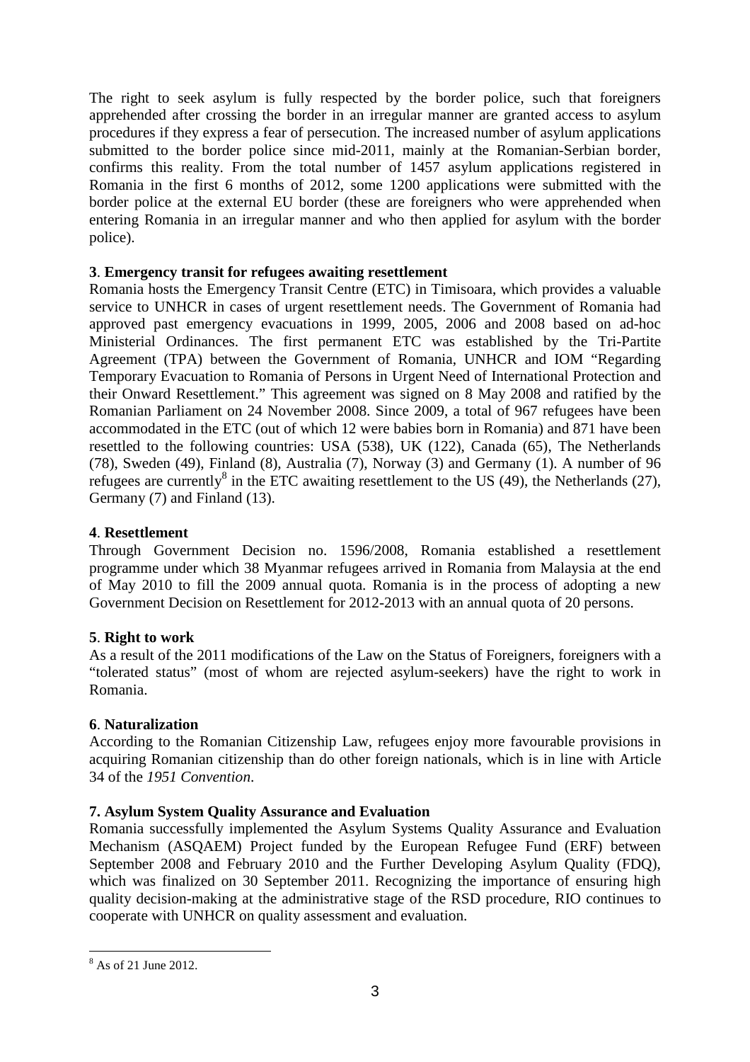The right to seek asylum is fully respected by the border police, such that foreigners apprehended after crossing the border in an irregular manner are granted access to asylum procedures if they express a fear of persecution. The increased number of asylum applications submitted to the border police since mid-2011, mainly at the Romanian-Serbian border, confirms this reality. From the total number of 1457 asylum applications registered in Romania in the first 6 months of 2012, some 1200 applications were submitted with the border police at the external EU border (these are foreigners who were apprehended when entering Romania in an irregular manner and who then applied for asylum with the border police).

**3**. **Emergency transit for refugees awaiting resettlement**

Romania hosts the Emergency Transit Centre (ETC) in Timisoara, which provides a valuable service to UNHCR in cases of urgent resettlement needs. The Government of Romania had approved past emergency evacuations in 1999, 2005, 2006 and 2008 based on ad-hoc Ministerial Ordinances. The first permanent ETC was established by the Tri-Partite Agreement (TPA) between the Government of Romania, UNHCR and IOM "Regarding Temporary Evacuation to Romania of Persons in Urgent Need of International Protection and their Onward Resettlement." This agreement was signed on 8 May 2008 and ratified by the Romanian Parliament on 24 November 2008. Since 2009, a total of 967 refugees have been accommodated in the ETC (out of which 12 were babies born in Romania) and 871 have been resettled to the following countries: USA (538), UK (122), Canada (65), The Netherlands (78), Sweden (49), Finland (8), Australia (7), Norway (3) and Germany (1). A number of 96 refugees are currently[8] in the ETC awaiting resettlement to the US (49), the Netherlands (27), Germany (7) and Finland (13).

**4**. **Resettlement**

Through Government Decision no. 1596/2008, Romania established a resettlement programme under which 38 Myanmar refugees arrived in Romania from Malaysia at the end of May 2010 to fill the 2009 annual quota. Romania is in the process of adopting a new Government Decision on Resettlement for 2012-2013 with an annual quota of 20 persons.

**5**. **Right to work**

As a result of the 2011 modifications of the Law on the Status of Foreigners, foreigners with a "tolerated status" (most of whom are rejected asylum-seekers) have the right to work in Romania.

**6**. **Naturalization**

According to the Romanian Citizenship Law, refugees enjoy more favourable provisions in acquiring Romanian citizenship than do other foreign nationals, which is in line with Article 34 of the *1951 Convention*.

**7. Asylum System Quality Assurance and Evaluation**

Romania successfully implemented the Asylum Systems Quality Assurance and Evaluation Mechanism (ASQAEM) Project funded by the European Refugee Fund (ERF) between September 2008 and February 2010 and the Further Developing Asylum Quality (FDQ), which was finalized on 30 September 2011. Recognizing the importance of ensuring high quality decision-making at the administrative stage of the RSD procedure, RIO continues to cooperate with UNHCR on quality assessment and evaluation.

---

[8] As of 21 June 2012.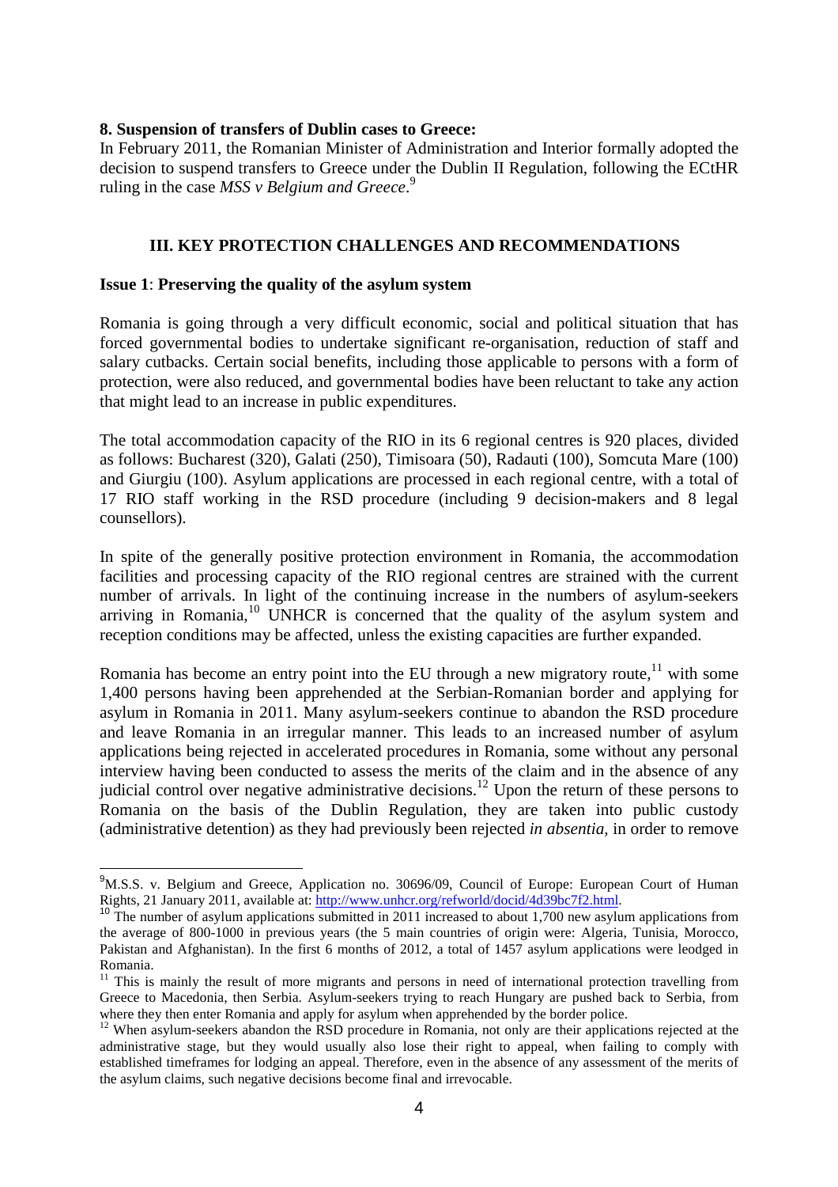**8. Suspension of transfers of Dublin cases to Greece:**
In February 2011, the Romanian Minister of Administration and Interior formally adopted the decision to suspend transfers to Greece under the Dublin II Regulation, following the ECtHR ruling in the case *MSS v Belgium and Greece*.[9]

## III. KEY PROTECTION CHALLENGES AND RECOMMENDATIONS

### Issue 1: Preserving the quality of the asylum system

Romania is going through a very difficult economic, social and political situation that has forced governmental bodies to undertake significant re-organisation, reduction of staff and salary cutbacks. Certain social benefits, including those applicable to persons with a form of protection, were also reduced, and governmental bodies have been reluctant to take any action that might lead to an increase in public expenditures.

The total accommodation capacity of the RIO in its 6 regional centres is 920 places, divided as follows: Bucharest (320), Galati (250), Timisoara (50), Radauti (100), Somcuta Mare (100) and Giurgiu (100). Asylum applications are processed in each regional centre, with a total of 17 RIO staff working in the RSD procedure (including 9 decision-makers and 8 legal counsellors).

In spite of the generally positive protection environment in Romania, the accommodation facilities and processing capacity of the RIO regional centres are strained with the current number of arrivals. In light of the continuing increase in the numbers of asylum-seekers arriving in Romania,[10] UNHCR is concerned that the quality of the asylum system and reception conditions may be affected, unless the existing capacities are further expanded.

Romania has become an entry point into the EU through a new migratory route,[11] with some 1,400 persons having been apprehended at the Serbian-Romanian border and applying for asylum in Romania in 2011. Many asylum-seekers continue to abandon the RSD procedure and leave Romania in an irregular manner. This leads to an increased number of asylum applications being rejected in accelerated procedures in Romania, some without any personal interview having been conducted to assess the merits of the claim and in the absence of any judicial control over negative administrative decisions.[12] Upon the return of these persons to Romania on the basis of the Dublin Regulation, they are taken into public custody (administrative detention) as they had previously been rejected *in absentia*, in order to remove

---

[9] M.S.S. v. Belgium and Greece, Application no. 30696/09, Council of Europe: European Court of Human Rights, 21 January 2011, available at: http://www.unhcr.org/refworld/docid/4d39bc7f2.html.

[10] The number of asylum applications submitted in 2011 increased to about 1,700 new asylum applications from the average of 800-1000 in previous years (the 5 main countries of origin were: Algeria, Tunisia, Morocco, Pakistan and Afghanistan). In the first 6 months of 2012, a total of 1457 asylum applications were leodged in Romania.

[11] This is mainly the result of more migrants and persons in need of international protection travelling from Greece to Macedonia, then Serbia. Asylum-seekers trying to reach Hungary are pushed back to Serbia, from where they then enter Romania and apply for asylum when apprehended by the border police.

[12] When asylum-seekers abandon the RSD procedure in Romania, not only are their applications rejected at the administrative stage, but they would usually also lose their right to appeal, when failing to comply with established timeframes for lodging an appeal. Therefore, even in the absence of any assessment of the merits of the asylum claims, such negative decisions become final and irrevocable.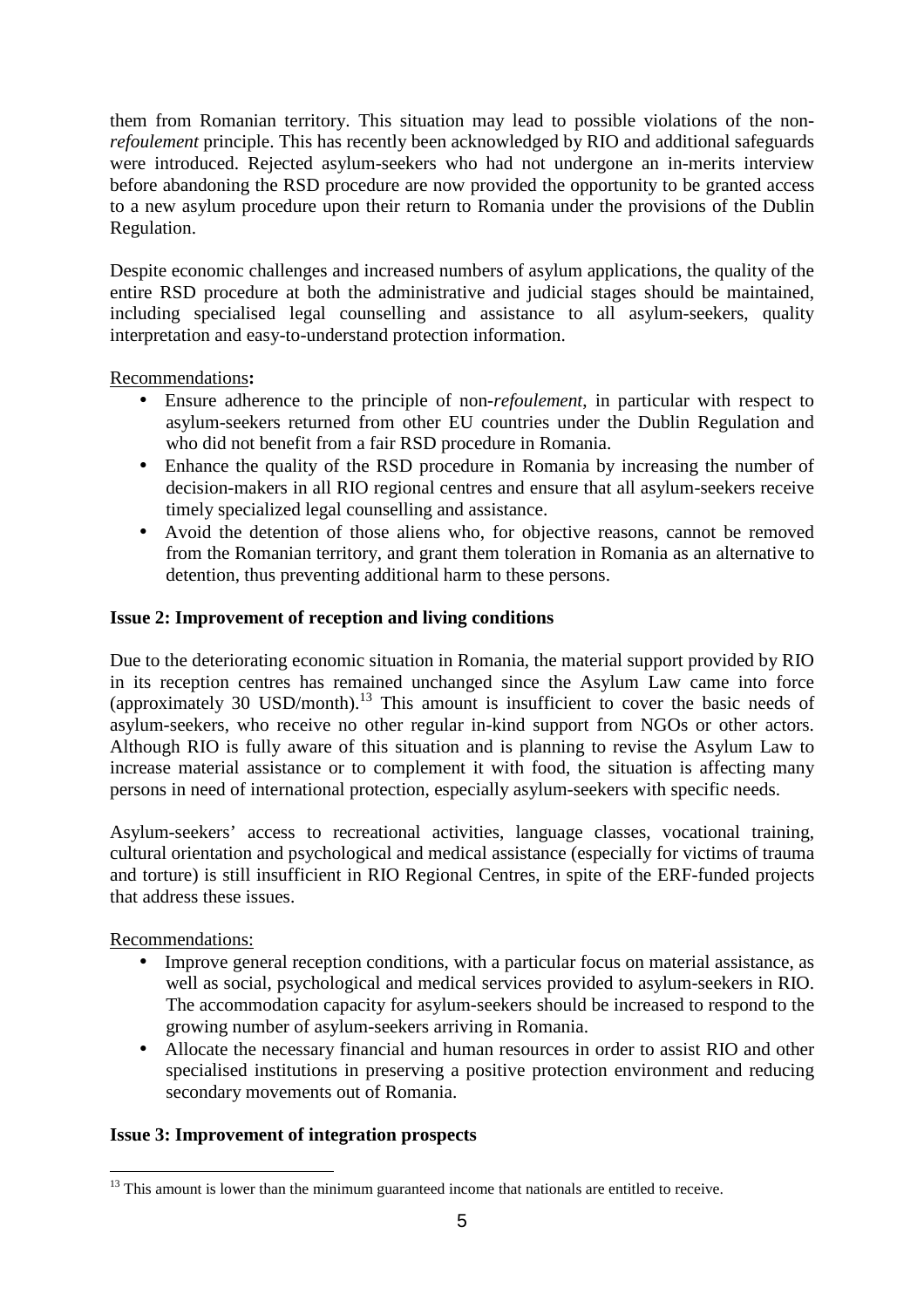them from Romanian territory. This situation may lead to possible violations of the non-*refoulement* principle. This has recently been acknowledged by RIO and additional safeguards were introduced. Rejected asylum-seekers who had not undergone an in-merits interview before abandoning the RSD procedure are now provided the opportunity to be granted access to a new asylum procedure upon their return to Romania under the provisions of the Dublin Regulation.

Despite economic challenges and increased numbers of asylum applications, the quality of the entire RSD procedure at both the administrative and judicial stages should be maintained, including specialised legal counselling and assistance to all asylum-seekers, quality interpretation and easy-to-understand protection information.

Recommendations**:**

- Ensure adherence to the principle of non-*refoulement*, in particular with respect to asylum-seekers returned from other EU countries under the Dublin Regulation and who did not benefit from a fair RSD procedure in Romania.
- Enhance the quality of the RSD procedure in Romania by increasing the number of decision-makers in all RIO regional centres and ensure that all asylum-seekers receive timely specialized legal counselling and assistance.
- Avoid the detention of those aliens who, for objective reasons, cannot be removed from the Romanian territory, and grant them toleration in Romania as an alternative to detention, thus preventing additional harm to these persons.

**Issue 2: Improvement of reception and living conditions**

Due to the deteriorating economic situation in Romania, the material support provided by RIO in its reception centres has remained unchanged since the Asylum Law came into force (approximately 30 USD/month).[13] This amount is insufficient to cover the basic needs of asylum-seekers, who receive no other regular in-kind support from NGOs or other actors. Although RIO is fully aware of this situation and is planning to revise the Asylum Law to increase material assistance or to complement it with food, the situation is affecting many persons in need of international protection, especially asylum-seekers with specific needs.

Asylum-seekers' access to recreational activities, language classes, vocational training, cultural orientation and psychological and medical assistance (especially for victims of trauma and torture) is still insufficient in RIO Regional Centres, in spite of the ERF-funded projects that address these issues.

Recommendations:

- Improve general reception conditions, with a particular focus on material assistance, as well as social, psychological and medical services provided to asylum-seekers in RIO. The accommodation capacity for asylum-seekers should be increased to respond to the growing number of asylum-seekers arriving in Romania.
- Allocate the necessary financial and human resources in order to assist RIO and other specialised institutions in preserving a positive protection environment and reducing secondary movements out of Romania.

**Issue 3: Improvement of integration prospects**

[13] This amount is lower than the minimum guaranteed income that nationals are entitled to receive.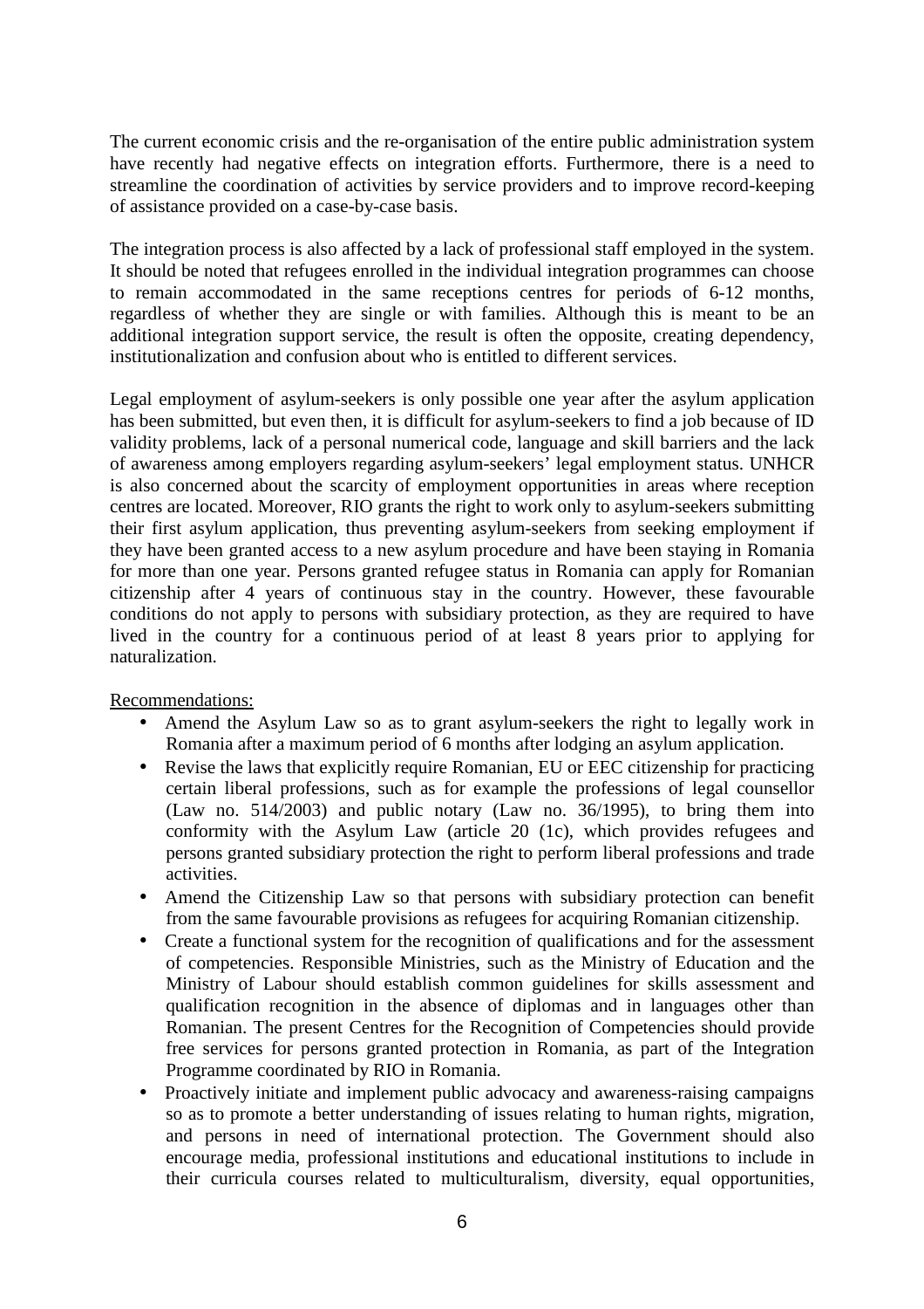The current economic crisis and the re-organisation of the entire public administration system have recently had negative effects on integration efforts. Furthermore, there is a need to streamline the coordination of activities by service providers and to improve record-keeping of assistance provided on a case-by-case basis.

The integration process is also affected by a lack of professional staff employed in the system. It should be noted that refugees enrolled in the individual integration programmes can choose to remain accommodated in the same receptions centres for periods of 6-12 months, regardless of whether they are single or with families. Although this is meant to be an additional integration support service, the result is often the opposite, creating dependency, institutionalization and confusion about who is entitled to different services.

Legal employment of asylum-seekers is only possible one year after the asylum application has been submitted, but even then, it is difficult for asylum-seekers to find a job because of ID validity problems, lack of a personal numerical code, language and skill barriers and the lack of awareness among employers regarding asylum-seekers' legal employment status. UNHCR is also concerned about the scarcity of employment opportunities in areas where reception centres are located. Moreover, RIO grants the right to work only to asylum-seekers submitting their first asylum application, thus preventing asylum-seekers from seeking employment if they have been granted access to a new asylum procedure and have been staying in Romania for more than one year. Persons granted refugee status in Romania can apply for Romanian citizenship after 4 years of continuous stay in the country. However, these favourable conditions do not apply to persons with subsidiary protection, as they are required to have lived in the country for a continuous period of at least 8 years prior to applying for naturalization.

<u>Recommendations:</u>

- Amend the Asylum Law so as to grant asylum-seekers the right to legally work in Romania after a maximum period of 6 months after lodging an asylum application.
- Revise the laws that explicitly require Romanian, EU or EEC citizenship for practicing certain liberal professions, such as for example the professions of legal counsellor (Law no. 514/2003) and public notary (Law no. 36/1995), to bring them into conformity with the Asylum Law (article 20 (1c), which provides refugees and persons granted subsidiary protection the right to perform liberal professions and trade activities.
- Amend the Citizenship Law so that persons with subsidiary protection can benefit from the same favourable provisions as refugees for acquiring Romanian citizenship.
- Create a functional system for the recognition of qualifications and for the assessment of competencies. Responsible Ministries, such as the Ministry of Education and the Ministry of Labour should establish common guidelines for skills assessment and qualification recognition in the absence of diplomas and in languages other than Romanian. The present Centres for the Recognition of Competencies should provide free services for persons granted protection in Romania, as part of the Integration Programme coordinated by RIO in Romania.
- Proactively initiate and implement public advocacy and awareness-raising campaigns so as to promote a better understanding of issues relating to human rights, migration, and persons in need of international protection. The Government should also encourage media, professional institutions and educational institutions to include in their curricula courses related to multiculturalism, diversity, equal opportunities,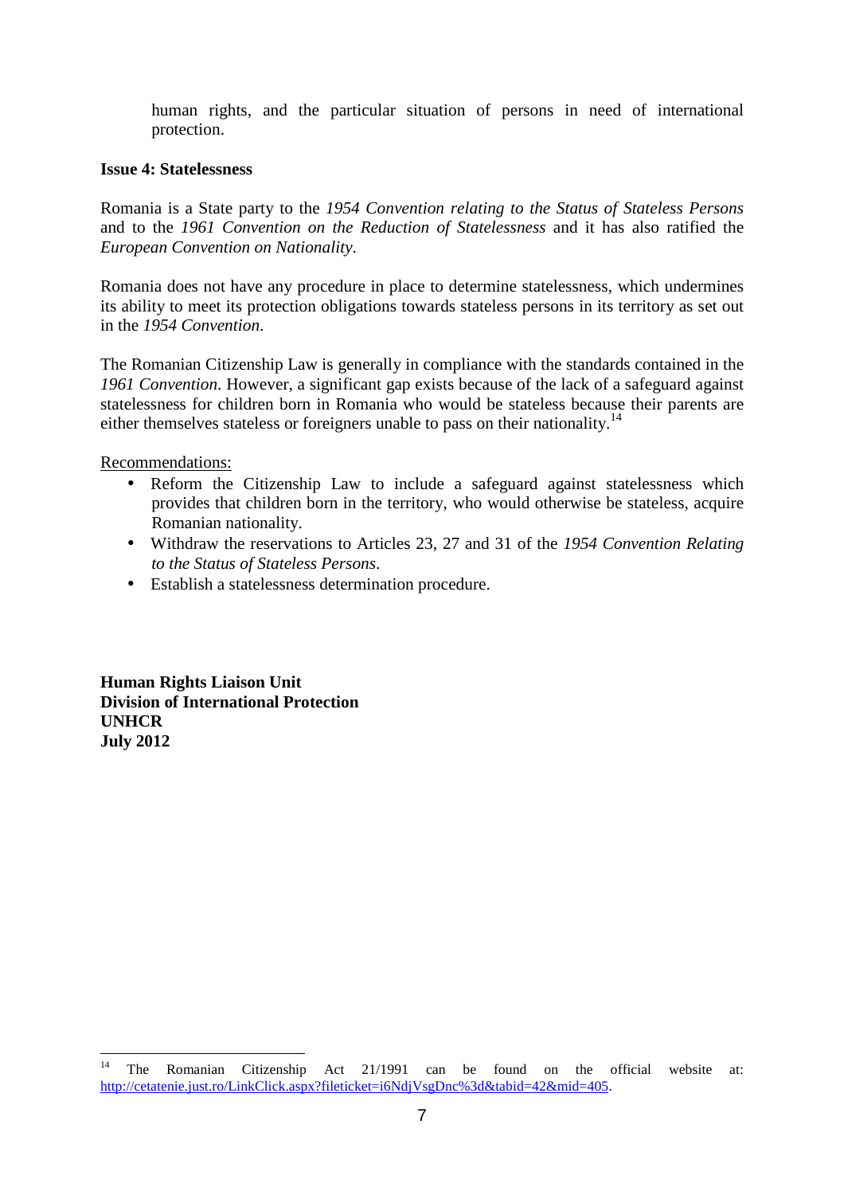human rights, and the particular situation of persons in need of international protection.

**Issue 4: Statelessness**

Romania is a State party to the *1954 Convention relating to the Status of Stateless Persons* and to the *1961 Convention on the Reduction of Statelessness* and it has also ratified the *European Convention on Nationality*.

Romania does not have any procedure in place to determine statelessness, which undermines its ability to meet its protection obligations towards stateless persons in its territory as set out in the *1954 Convention*.

The Romanian Citizenship Law is generally in compliance with the standards contained in the *1961 Convention*. However, a significant gap exists because of the lack of a safeguard against statelessness for children born in Romania who would be stateless because their parents are either themselves stateless or foreigners unable to pass on their nationality.[14]

Recommendations:

- Reform the Citizenship Law to include a safeguard against statelessness which provides that children born in the territory, who would otherwise be stateless, acquire Romanian nationality.
- Withdraw the reservations to Articles 23, 27 and 31 of the *1954 Convention Relating to the Status of Stateless Persons*.
- Establish a statelessness determination procedure.

**Human Rights Liaison Unit**
**Division of International Protection**
**UNHCR**
**July 2012**

---

[14] The Romanian Citizenship Act 21/1991 can be found on the official website at: http://cetatenie.just.ro/LinkClick.aspx?fileticket=i6NdjVsgDnc%3d&tabid=42&mid=405.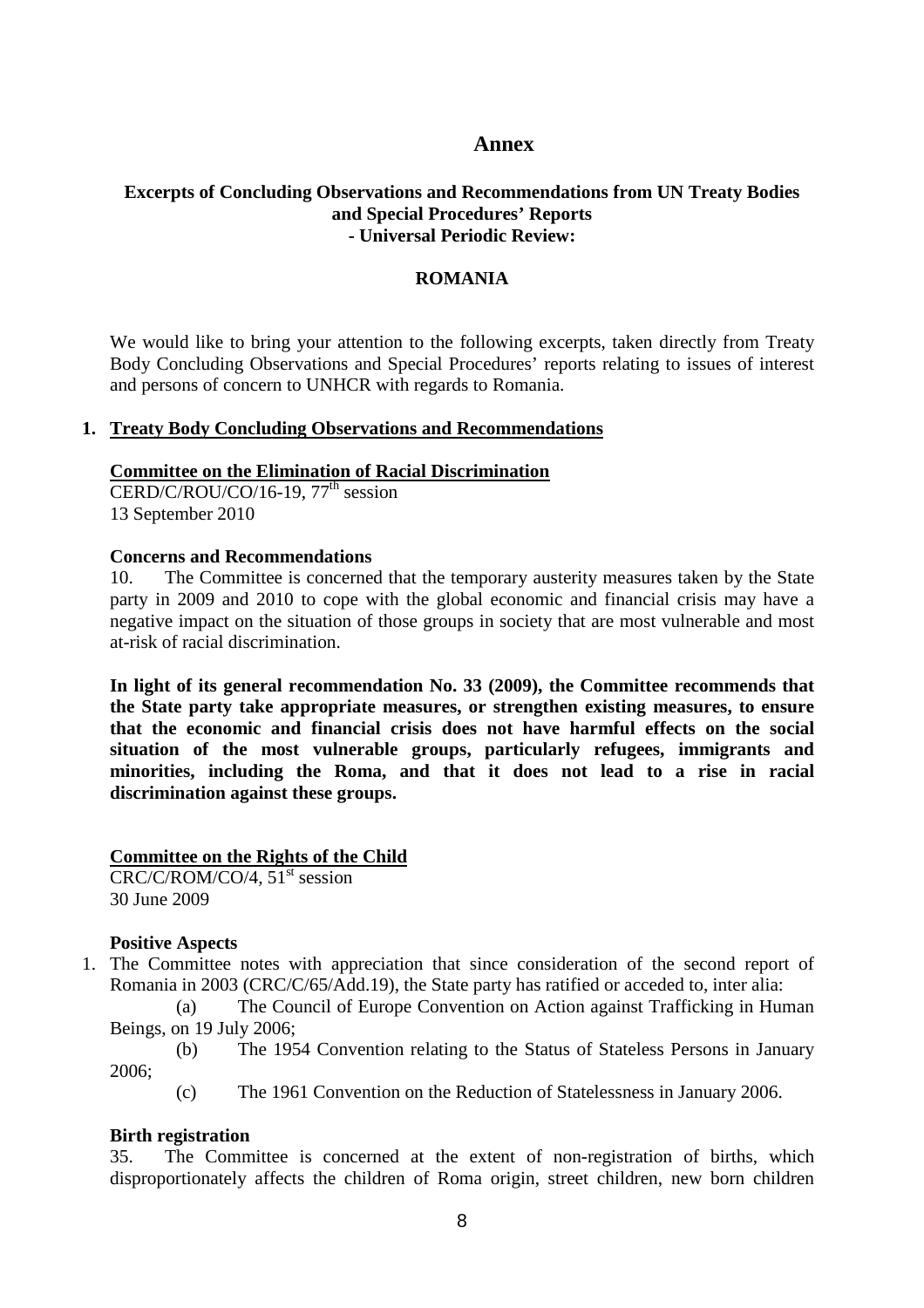# Annex

## Excerpts of Concluding Observations and Recommendations from UN Treaty Bodies and Special Procedures' Reports - Universal Periodic Review:

## ROMANIA

We would like to bring your attention to the following excerpts, taken directly from Treaty Body Concluding Observations and Special Procedures' reports relating to issues of interest and persons of concern to UNHCR with regards to Romania.

### 1. Treaty Body Concluding Observations and Recommendations

**Committee on the Elimination of Racial Discrimination**
CERD/C/ROU/CO/16-19, 77th session
13 September 2010

**Concerns and Recommendations**

10. The Committee is concerned that the temporary austerity measures taken by the State party in 2009 and 2010 to cope with the global economic and financial crisis may have a negative impact on the situation of those groups in society that are most vulnerable and most at-risk of racial discrimination.

**In light of its general recommendation No. 33 (2009), the Committee recommends that the State party take appropriate measures, or strengthen existing measures, to ensure that the economic and financial crisis does not have harmful effects on the social situation of the most vulnerable groups, particularly refugees, immigrants and minorities, including the Roma, and that it does not lead to a rise in racial discrimination against these groups.**

**Committee on the Rights of the Child**
CRC/C/ROM/CO/4, 51st session
30 June 2009

**Positive Aspects**

1. The Committee notes with appreciation that since consideration of the second report of Romania in 2003 (CRC/C/65/Add.19), the State party has ratified or acceded to, inter alia:

   (a) The Council of Europe Convention on Action against Trafficking in Human Beings, on 19 July 2006;

   (b) The 1954 Convention relating to the Status of Stateless Persons in January 2006;

   (c) The 1961 Convention on the Reduction of Statelessness in January 2006.

**Birth registration**

35. The Committee is concerned at the extent of non-registration of births, which disproportionately affects the children of Roma origin, street children, new born children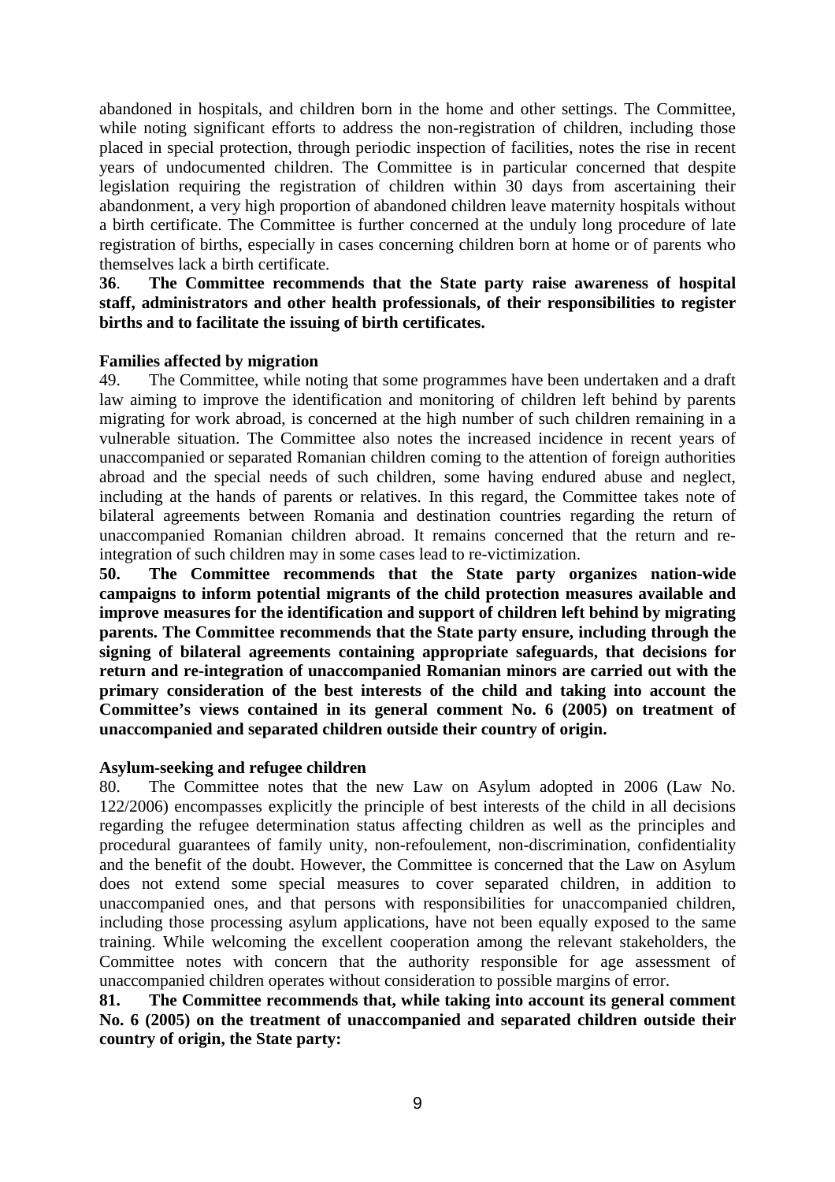abandoned in hospitals, and children born in the home and other settings. The Committee, while noting significant efforts to address the non-registration of children, including those placed in special protection, through periodic inspection of facilities, notes the rise in recent years of undocumented children. The Committee is in particular concerned that despite legislation requiring the registration of children within 30 days from ascertaining their abandonment, a very high proportion of abandoned children leave maternity hospitals without a birth certificate. The Committee is further concerned at the unduly long procedure of late registration of births, especially in cases concerning children born at home or of parents who themselves lack a birth certificate.

**36**. **The Committee recommends that the State party raise awareness of hospital staff, administrators and other health professionals, of their responsibilities to register births and to facilitate the issuing of birth certificates.**

**Families affected by migration**

49. The Committee, while noting that some programmes have been undertaken and a draft law aiming to improve the identification and monitoring of children left behind by parents migrating for work abroad, is concerned at the high number of such children remaining in a vulnerable situation. The Committee also notes the increased incidence in recent years of unaccompanied or separated Romanian children coming to the attention of foreign authorities abroad and the special needs of such children, some having endured abuse and neglect, including at the hands of parents or relatives. In this regard, the Committee takes note of bilateral agreements between Romania and destination countries regarding the return of unaccompanied Romanian children abroad. It remains concerned that the return and re-integration of such children may in some cases lead to re-victimization.

**50. The Committee recommends that the State party organizes nation-wide campaigns to inform potential migrants of the child protection measures available and improve measures for the identification and support of children left behind by migrating parents. The Committee recommends that the State party ensure, including through the signing of bilateral agreements containing appropriate safeguards, that decisions for return and re-integration of unaccompanied Romanian minors are carried out with the primary consideration of the best interests of the child and taking into account the Committee's views contained in its general comment No. 6 (2005) on treatment of unaccompanied and separated children outside their country of origin.**

**Asylum-seeking and refugee children**

80. The Committee notes that the new Law on Asylum adopted in 2006 (Law No. 122/2006) encompasses explicitly the principle of best interests of the child in all decisions regarding the refugee determination status affecting children as well as the principles and procedural guarantees of family unity, non-refoulement, non-discrimination, confidentiality and the benefit of the doubt. However, the Committee is concerned that the Law on Asylum does not extend some special measures to cover separated children, in addition to unaccompanied ones, and that persons with responsibilities for unaccompanied children, including those processing asylum applications, have not been equally exposed to the same training. While welcoming the excellent cooperation among the relevant stakeholders, the Committee notes with concern that the authority responsible for age assessment of unaccompanied children operates without consideration to possible margins of error.

**81. The Committee recommends that, while taking into account its general comment No. 6 (2005) on the treatment of unaccompanied and separated children outside their country of origin, the State party:**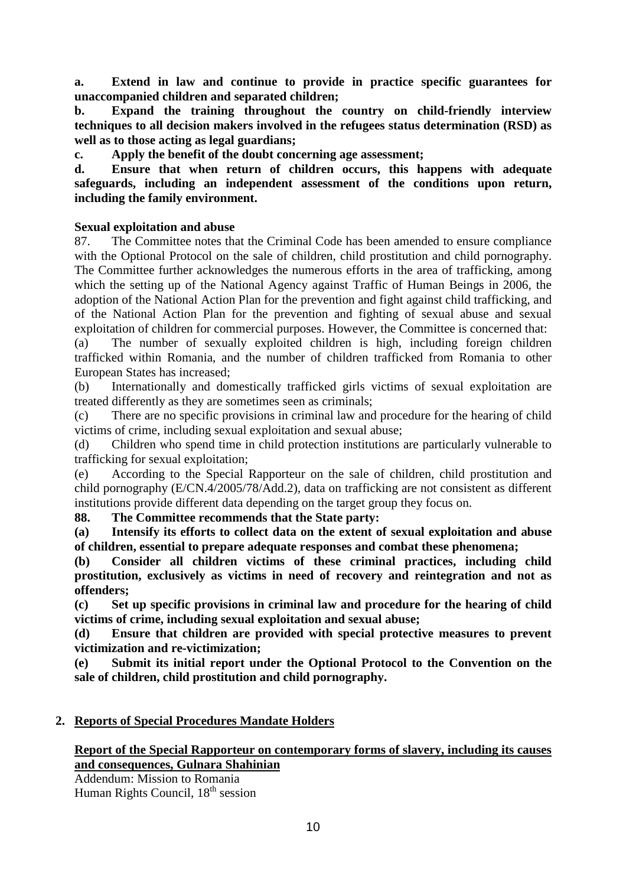**a. Extend in law and continue to provide in practice specific guarantees for unaccompanied children and separated children;**

**b. Expand the training throughout the country on child-friendly interview techniques to all decision makers involved in the refugees status determination (RSD) as well as to those acting as legal guardians;**

**c. Apply the benefit of the doubt concerning age assessment;**

**d. Ensure that when return of children occurs, this happens with adequate safeguards, including an independent assessment of the conditions upon return, including the family environment.**

**Sexual exploitation and abuse**

87. The Committee notes that the Criminal Code has been amended to ensure compliance with the Optional Protocol on the sale of children, child prostitution and child pornography. The Committee further acknowledges the numerous efforts in the area of trafficking, among which the setting up of the National Agency against Traffic of Human Beings in 2006, the adoption of the National Action Plan for the prevention and fight against child trafficking, and of the National Action Plan for the prevention and fighting of sexual abuse and sexual exploitation of children for commercial purposes. However, the Committee is concerned that:

(a) The number of sexually exploited children is high, including foreign children trafficked within Romania, and the number of children trafficked from Romania to other European States has increased;

(b) Internationally and domestically trafficked girls victims of sexual exploitation are treated differently as they are sometimes seen as criminals;

(c) There are no specific provisions in criminal law and procedure for the hearing of child victims of crime, including sexual exploitation and sexual abuse;

(d) Children who spend time in child protection institutions are particularly vulnerable to trafficking for sexual exploitation;

(e) According to the Special Rapporteur on the sale of children, child prostitution and child pornography (E/CN.4/2005/78/Add.2), data on trafficking are not consistent as different institutions provide different data depending on the target group they focus on.

**88. The Committee recommends that the State party:**

**(a) Intensify its efforts to collect data on the extent of sexual exploitation and abuse of children, essential to prepare adequate responses and combat these phenomena;**

**(b) Consider all children victims of these criminal practices, including child prostitution, exclusively as victims in need of recovery and reintegration and not as offenders;**

**(c) Set up specific provisions in criminal law and procedure for the hearing of child victims of crime, including sexual exploitation and sexual abuse;**

**(d) Ensure that children are provided with special protective measures to prevent victimization and re-victimization;**

**(e) Submit its initial report under the Optional Protocol to the Convention on the sale of children, child prostitution and child pornography.**

## 2. Reports of Special Procedures Mandate Holders

### Report of the Special Rapporteur on contemporary forms of slavery, including its causes and consequences, Gulnara Shahinian

Addendum: Mission to Romania
Human Rights Council, 18th session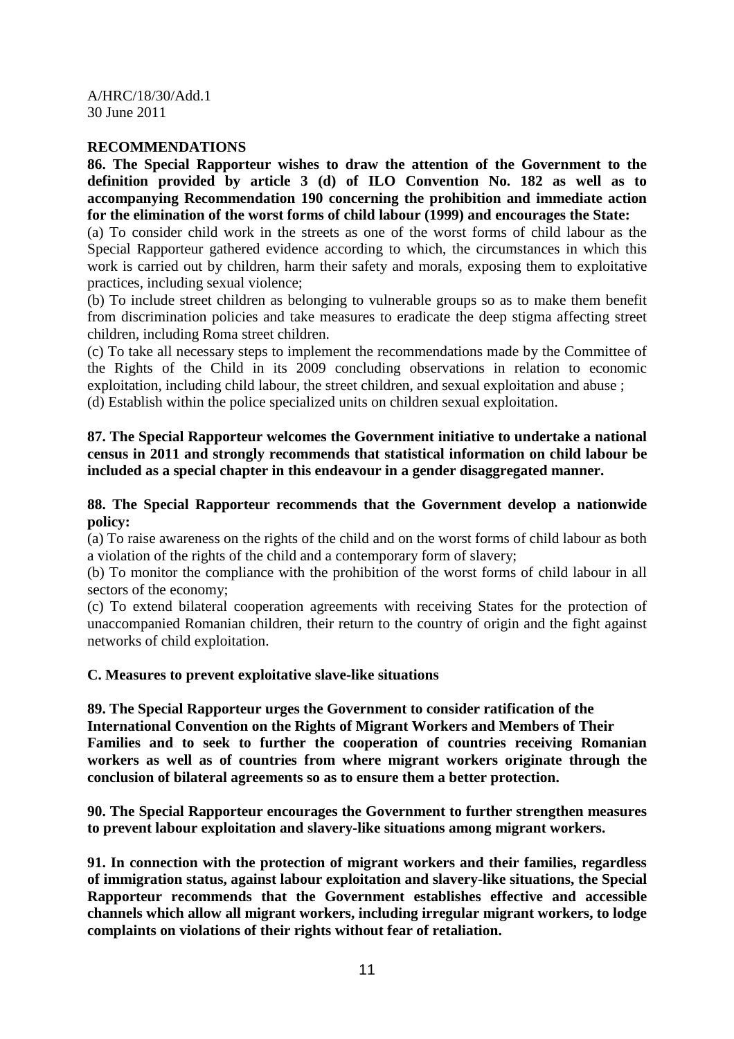A/HRC/18/30/Add.1
30 June 2011

**RECOMMENDATIONS**

**86. The Special Rapporteur wishes to draw the attention of the Government to the definition provided by article 3 (d) of ILO Convention No. 182 as well as to accompanying Recommendation 190 concerning the prohibition and immediate action for the elimination of the worst forms of child labour (1999) and encourages the State:**

(a) To consider child work in the streets as one of the worst forms of child labour as the Special Rapporteur gathered evidence according to which, the circumstances in which this work is carried out by children, harm their safety and morals, exposing them to exploitative practices, including sexual violence;

(b) To include street children as belonging to vulnerable groups so as to make them benefit from discrimination policies and take measures to eradicate the deep stigma affecting street children, including Roma street children.

(c) To take all necessary steps to implement the recommendations made by the Committee of the Rights of the Child in its 2009 concluding observations in relation to economic exploitation, including child labour, the street children, and sexual exploitation and abuse ;

(d) Establish within the police specialized units on children sexual exploitation.

**87. The Special Rapporteur welcomes the Government initiative to undertake a national census in 2011 and strongly recommends that statistical information on child labour be included as a special chapter in this endeavour in a gender disaggregated manner.**

**88. The Special Rapporteur recommends that the Government develop a nationwide policy:**

(a) To raise awareness on the rights of the child and on the worst forms of child labour as both a violation of the rights of the child and a contemporary form of slavery;

(b) To monitor the compliance with the prohibition of the worst forms of child labour in all sectors of the economy;

(c) To extend bilateral cooperation agreements with receiving States for the protection of unaccompanied Romanian children, their return to the country of origin and the fight against networks of child exploitation.

**C. Measures to prevent exploitative slave-like situations**

**89. The Special Rapporteur urges the Government to consider ratification of the International Convention on the Rights of Migrant Workers and Members of Their Families and to seek to further the cooperation of countries receiving Romanian workers as well as of countries from where migrant workers originate through the conclusion of bilateral agreements so as to ensure them a better protection.**

**90. The Special Rapporteur encourages the Government to further strengthen measures to prevent labour exploitation and slavery-like situations among migrant workers.**

**91. In connection with the protection of migrant workers and their families, regardless of immigration status, against labour exploitation and slavery-like situations, the Special Rapporteur recommends that the Government establishes effective and accessible channels which allow all migrant workers, including irregular migrant workers, to lodge complaints on violations of their rights without fear of retaliation.**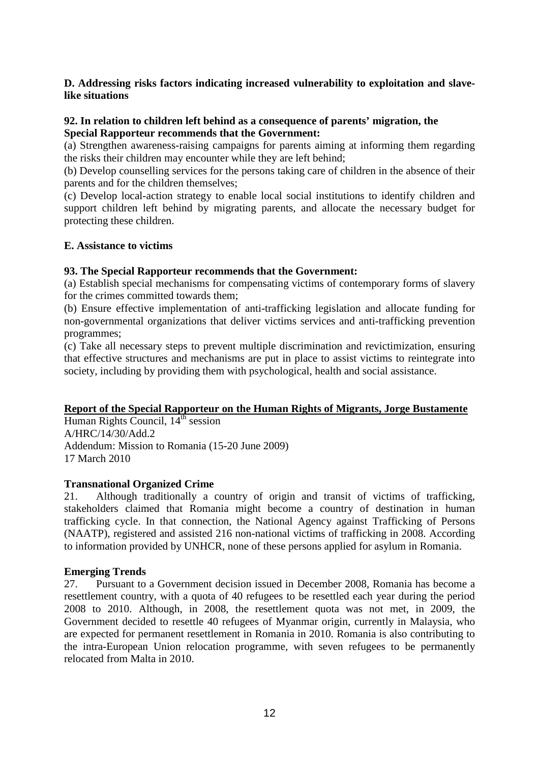**D. Addressing risks factors indicating increased vulnerability to exploitation and slave-like situations**

**92. In relation to children left behind as a consequence of parents' migration, the Special Rapporteur recommends that the Government:**

(a) Strengthen awareness-raising campaigns for parents aiming at informing them regarding the risks their children may encounter while they are left behind;

(b) Develop counselling services for the persons taking care of children in the absence of their parents and for the children themselves;

(c) Develop local-action strategy to enable local social institutions to identify children and support children left behind by migrating parents, and allocate the necessary budget for protecting these children.

**E. Assistance to victims**

**93. The Special Rapporteur recommends that the Government:**

(a) Establish special mechanisms for compensating victims of contemporary forms of slavery for the crimes committed towards them;

(b) Ensure effective implementation of anti-trafficking legislation and allocate funding for non-governmental organizations that deliver victims services and anti-trafficking prevention programmes;

(c) Take all necessary steps to prevent multiple discrimination and revictimization, ensuring that effective structures and mechanisms are put in place to assist victims to reintegrate into society, including by providing them with psychological, health and social assistance.

**Report of the Special Rapporteur on the Human Rights of Migrants, Jorge Bustamente**

Human Rights Council, 14th session
A/HRC/14/30/Add.2
Addendum: Mission to Romania (15-20 June 2009)
17 March 2010

**Transnational Organized Crime**

21. Although traditionally a country of origin and transit of victims of trafficking, stakeholders claimed that Romania might become a country of destination in human trafficking cycle. In that connection, the National Agency against Trafficking of Persons (NAATP), registered and assisted 216 non-national victims of trafficking in 2008. According to information provided by UNHCR, none of these persons applied for asylum in Romania.

**Emerging Trends**

27. Pursuant to a Government decision issued in December 2008, Romania has become a resettlement country, with a quota of 40 refugees to be resettled each year during the period 2008 to 2010. Although, in 2008, the resettlement quota was not met, in 2009, the Government decided to resettle 40 refugees of Myanmar origin, currently in Malaysia, who are expected for permanent resettlement in Romania in 2010. Romania is also contributing to the intra-European Union relocation programme, with seven refugees to be permanently relocated from Malta in 2010.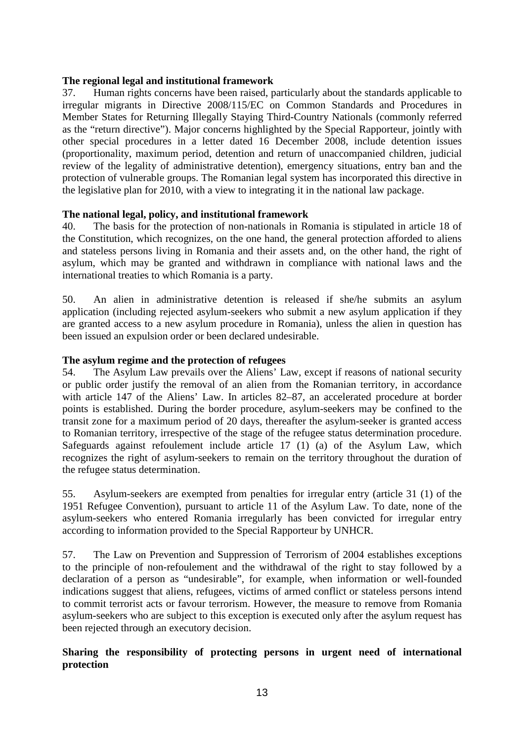**The regional legal and institutional framework**

37. Human rights concerns have been raised, particularly about the standards applicable to irregular migrants in Directive 2008/115/EC on Common Standards and Procedures in Member States for Returning Illegally Staying Third-Country Nationals (commonly referred as the "return directive"). Major concerns highlighted by the Special Rapporteur, jointly with other special procedures in a letter dated 16 December 2008, include detention issues (proportionality, maximum period, detention and return of unaccompanied children, judicial review of the legality of administrative detention), emergency situations, entry ban and the protection of vulnerable groups. The Romanian legal system has incorporated this directive in the legislative plan for 2010, with a view to integrating it in the national law package.

**The national legal, policy, and institutional framework**

40. The basis for the protection of non-nationals in Romania is stipulated in article 18 of the Constitution, which recognizes, on the one hand, the general protection afforded to aliens and stateless persons living in Romania and their assets and, on the other hand, the right of asylum, which may be granted and withdrawn in compliance with national laws and the international treaties to which Romania is a party.

50. An alien in administrative detention is released if she/he submits an asylum application (including rejected asylum-seekers who submit a new asylum application if they are granted access to a new asylum procedure in Romania), unless the alien in question has been issued an expulsion order or been declared undesirable.

**The asylum regime and the protection of refugees**

54. The Asylum Law prevails over the Aliens' Law, except if reasons of national security or public order justify the removal of an alien from the Romanian territory, in accordance with article 147 of the Aliens' Law. In articles 82–87, an accelerated procedure at border points is established. During the border procedure, asylum-seekers may be confined to the transit zone for a maximum period of 20 days, thereafter the asylum-seeker is granted access to Romanian territory, irrespective of the stage of the refugee status determination procedure. Safeguards against refoulement include article 17 (1) (a) of the Asylum Law, which recognizes the right of asylum-seekers to remain on the territory throughout the duration of the refugee status determination.

55. Asylum-seekers are exempted from penalties for irregular entry (article 31 (1) of the 1951 Refugee Convention), pursuant to article 11 of the Asylum Law. To date, none of the asylum-seekers who entered Romania irregularly has been convicted for irregular entry according to information provided to the Special Rapporteur by UNHCR.

57. The Law on Prevention and Suppression of Terrorism of 2004 establishes exceptions to the principle of non-refoulement and the withdrawal of the right to stay followed by a declaration of a person as "undesirable", for example, when information or well-founded indications suggest that aliens, refugees, victims of armed conflict or stateless persons intend to commit terrorist acts or favour terrorism. However, the measure to remove from Romania asylum-seekers who are subject to this exception is executed only after the asylum request has been rejected through an executory decision.

**Sharing the responsibility of protecting persons in urgent need of international protection**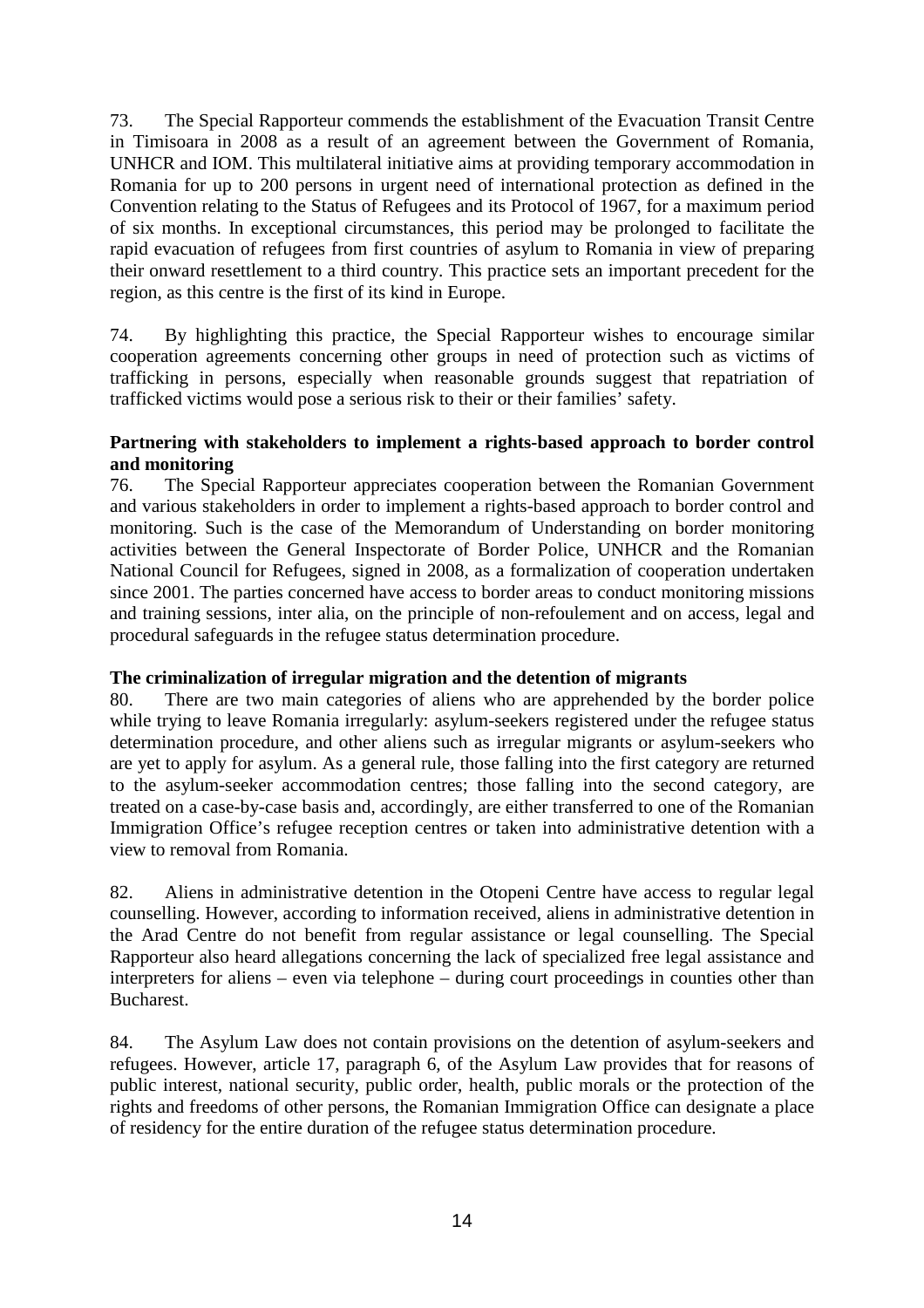73. The Special Rapporteur commends the establishment of the Evacuation Transit Centre in Timisoara in 2008 as a result of an agreement between the Government of Romania, UNHCR and IOM. This multilateral initiative aims at providing temporary accommodation in Romania for up to 200 persons in urgent need of international protection as defined in the Convention relating to the Status of Refugees and its Protocol of 1967, for a maximum period of six months. In exceptional circumstances, this period may be prolonged to facilitate the rapid evacuation of refugees from first countries of asylum to Romania in view of preparing their onward resettlement to a third country. This practice sets an important precedent for the region, as this centre is the first of its kind in Europe.

74. By highlighting this practice, the Special Rapporteur wishes to encourage similar cooperation agreements concerning other groups in need of protection such as victims of trafficking in persons, especially when reasonable grounds suggest that repatriation of trafficked victims would pose a serious risk to their or their families' safety.

**Partnering with stakeholders to implement a rights-based approach to border control and monitoring**

76. The Special Rapporteur appreciates cooperation between the Romanian Government and various stakeholders in order to implement a rights-based approach to border control and monitoring. Such is the case of the Memorandum of Understanding on border monitoring activities between the General Inspectorate of Border Police, UNHCR and the Romanian National Council for Refugees, signed in 2008, as a formalization of cooperation undertaken since 2001. The parties concerned have access to border areas to conduct monitoring missions and training sessions, inter alia, on the principle of non-refoulement and on access, legal and procedural safeguards in the refugee status determination procedure.

**The criminalization of irregular migration and the detention of migrants**

80. There are two main categories of aliens who are apprehended by the border police while trying to leave Romania irregularly: asylum-seekers registered under the refugee status determination procedure, and other aliens such as irregular migrants or asylum-seekers who are yet to apply for asylum. As a general rule, those falling into the first category are returned to the asylum-seeker accommodation centres; those falling into the second category, are treated on a case-by-case basis and, accordingly, are either transferred to one of the Romanian Immigration Office's refugee reception centres or taken into administrative detention with a view to removal from Romania.

82. Aliens in administrative detention in the Otopeni Centre have access to regular legal counselling. However, according to information received, aliens in administrative detention in the Arad Centre do not benefit from regular assistance or legal counselling. The Special Rapporteur also heard allegations concerning the lack of specialized free legal assistance and interpreters for aliens – even via telephone – during court proceedings in counties other than Bucharest.

84. The Asylum Law does not contain provisions on the detention of asylum-seekers and refugees. However, article 17, paragraph 6, of the Asylum Law provides that for reasons of public interest, national security, public order, health, public morals or the protection of the rights and freedoms of other persons, the Romanian Immigration Office can designate a place of residency for the entire duration of the refugee status determination procedure.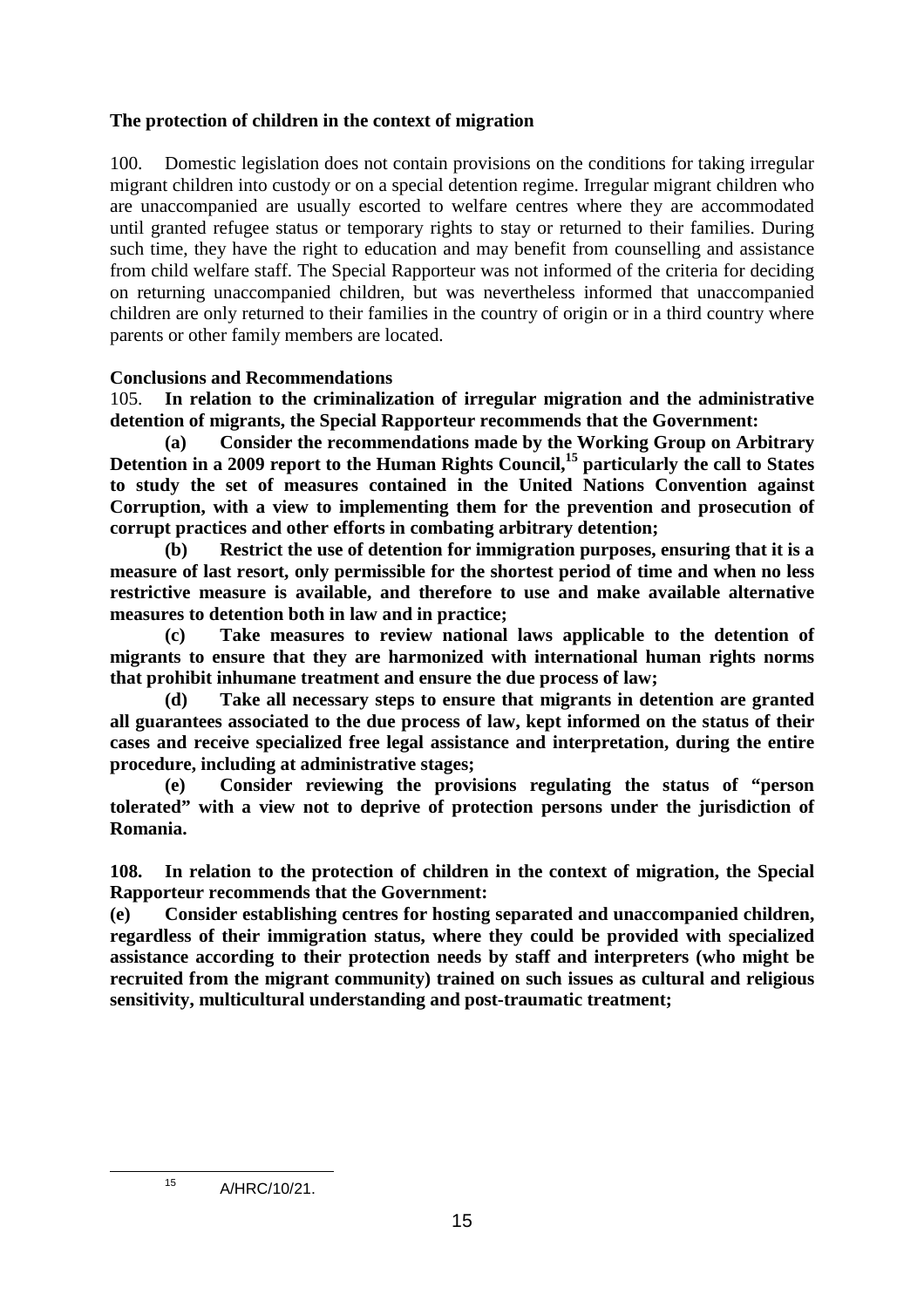**The protection of children in the context of migration**

100. Domestic legislation does not contain provisions on the conditions for taking irregular migrant children into custody or on a special detention regime. Irregular migrant children who are unaccompanied are usually escorted to welfare centres where they are accommodated until granted refugee status or temporary rights to stay or returned to their families. During such time, they have the right to education and may benefit from counselling and assistance from child welfare staff. The Special Rapporteur was not informed of the criteria for deciding on returning unaccompanied children, but was nevertheless informed that unaccompanied children are only returned to their families in the country of origin or in a third country where parents or other family members are located.

**Conclusions and Recommendations**

105. **In relation to the criminalization of irregular migration and the administrative detention of migrants, the Special Rapporteur recommends that the Government:**

**(a) Consider the recommendations made by the Working Group on Arbitrary Detention in a 2009 report to the Human Rights Council,[15] particularly the call to States to study the set of measures contained in the United Nations Convention against Corruption, with a view to implementing them for the prevention and prosecution of corrupt practices and other efforts in combating arbitrary detention;**

**(b) Restrict the use of detention for immigration purposes, ensuring that it is a measure of last resort, only permissible for the shortest period of time and when no less restrictive measure is available, and therefore to use and make available alternative measures to detention both in law and in practice;**

**(c) Take measures to review national laws applicable to the detention of migrants to ensure that they are harmonized with international human rights norms that prohibit inhumane treatment and ensure the due process of law;**

**(d) Take all necessary steps to ensure that migrants in detention are granted all guarantees associated to the due process of law, kept informed on the status of their cases and receive specialized free legal assistance and interpretation, during the entire procedure, including at administrative stages;**

**(e) Consider reviewing the provisions regulating the status of "person tolerated" with a view not to deprive of protection persons under the jurisdiction of Romania.**

**108. In relation to the protection of children in the context of migration, the Special Rapporteur recommends that the Government:**

**(e) Consider establishing centres for hosting separated and unaccompanied children, regardless of their immigration status, where they could be provided with specialized assistance according to their protection needs by staff and interpreters (who might be recruited from the migrant community) trained on such issues as cultural and religious sensitivity, multicultural understanding and post-traumatic treatment;**

---

[15] A/HRC/10/21.